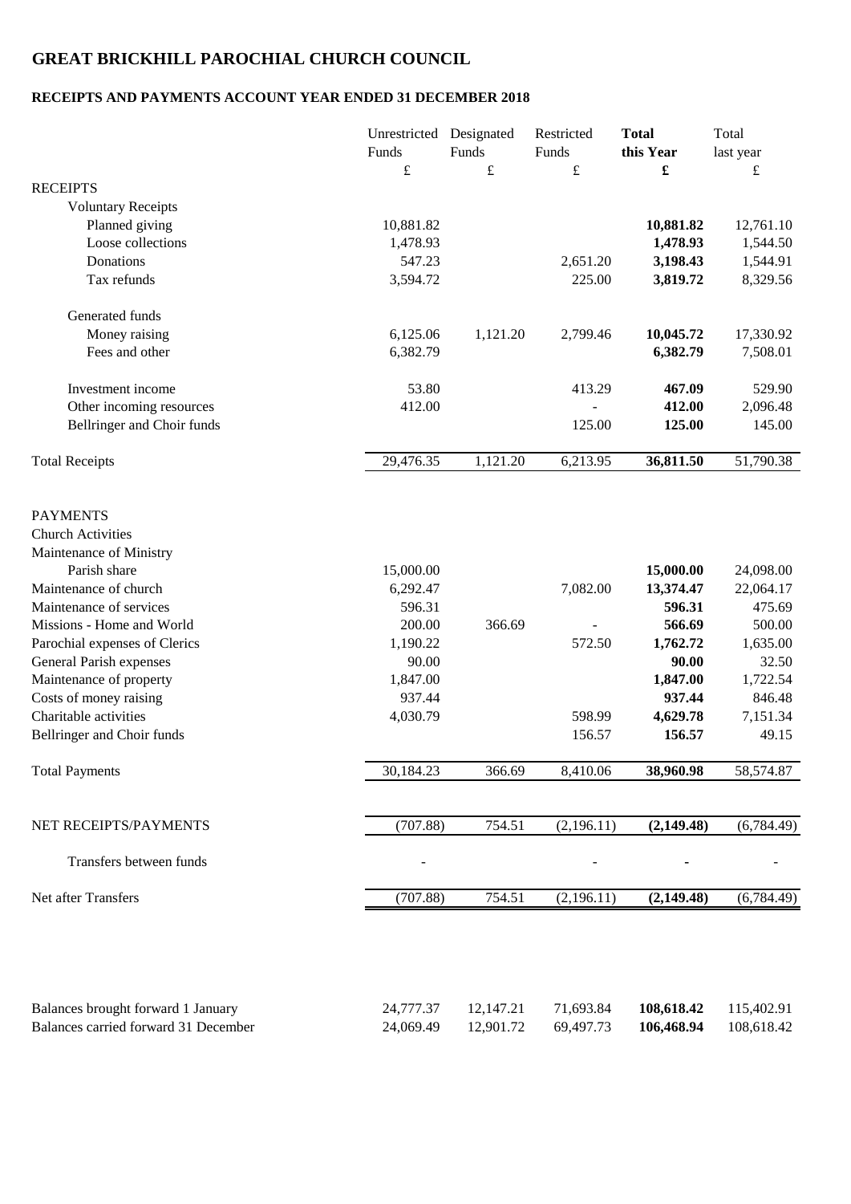# GREAT BRICKHILL PAROCHIAL CHURCH COUNCIL

## RECEIPTS AND PAYMENTS ACCOUNT YEAR ENDED 31 DECEMBER 2018

| | Unrestricted Funds | Designated Funds | Restricted Funds | **Total this Year** | Total last year |
|---|---|---|---|---|---|
| | £ | £ | £ | **£** | £ |
| RECEIPTS | | | | | |
| Voluntary Receipts | | | | | |
| Planned giving | 10,881.82 | | | **10,881.82** | 12,761.10 |
| Loose collections | 1,478.93 | | | **1,478.93** | 1,544.50 |
| Donations | 547.23 | | 2,651.20 | **3,198.43** | 1,544.91 |
| Tax refunds | 3,594.72 | | 225.00 | **3,819.72** | 8,329.56 |
| Generated funds | | | | | |
| Money raising | 6,125.06 | 1,121.20 | 2,799.46 | **10,045.72** | 17,330.92 |
| Fees and other | 6,382.79 | | | **6,382.79** | 7,508.01 |
| Investment income | 53.80 | | 413.29 | **467.09** | 529.90 |
| Other incoming resources | 412.00 | | - | **412.00** | 2,096.48 |
| Bellringer and Choir funds | | | 125.00 | **125.00** | 145.00 |
| Total Receipts | 29,476.35 | 1,121.20 | 6,213.95 | **36,811.50** | 51,790.38 |
| PAYMENTS | | | | | |
| Church Activities | | | | | |
| Maintenance of Ministry | | | | | |
| Parish share | 15,000.00 | | | **15,000.00** | 24,098.00 |
| Maintenance of church | 6,292.47 | | 7,082.00 | **13,374.47** | 22,064.17 |
| Maintenance of services | 596.31 | | | **596.31** | 475.69 |
| Missions - Home and World | 200.00 | 366.69 | - | **566.69** | 500.00 |
| Parochial expenses of Clerics | 1,190.22 | | 572.50 | **1,762.72** | 1,635.00 |
| General Parish expenses | 90.00 | | | **90.00** | 32.50 |
| Maintenance of property | 1,847.00 | | | **1,847.00** | 1,722.54 |
| Costs of money raising | 937.44 | | | **937.44** | 846.48 |
| Charitable activities | 4,030.79 | | 598.99 | **4,629.78** | 7,151.34 |
| Bellringer and Choir funds | | | 156.57 | **156.57** | 49.15 |
| Total Payments | 30,184.23 | 366.69 | 8,410.06 | **38,960.98** | 58,574.87 |
| NET RECEIPTS/PAYMENTS | (707.88) | 754.51 | (2,196.11) | **(2,149.48)** | (6,784.49) |
| Transfers between funds | - | | - | **-** | - |
| Net after Transfers | (707.88) | 754.51 | (2,196.11) | **(2,149.48)** | (6,784.49) |
| Balances brought forward 1 January | 24,777.37 | 12,147.21 | 71,693.84 | **108,618.42** | 115,402.91 |
| Balances carried forward 31 December | 24,069.49 | 12,901.72 | 69,497.73 | **106,468.94** | 108,618.42 |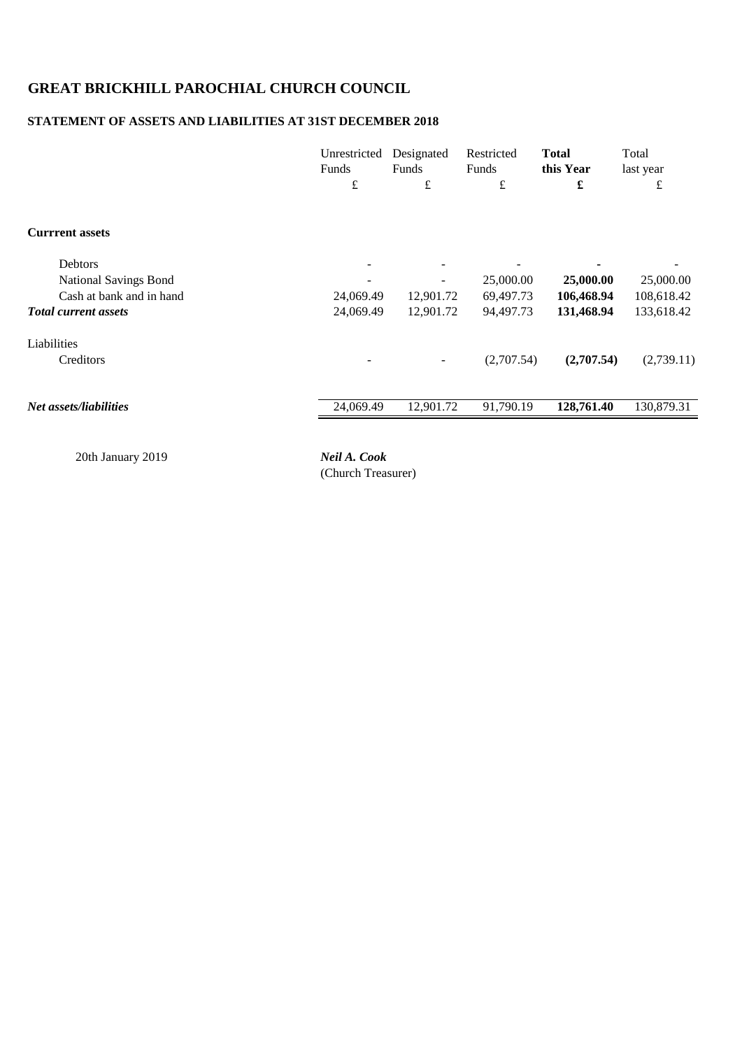# GREAT BRICKHILL PAROCHIAL CHURCH COUNCIL

## STATEMENT OF ASSETS AND LIABILITIES AT 31ST DECEMBER 2018

| | Unrestricted Funds £ | Designated Funds £ | Restricted Funds £ | **Total this Year £** | Total last year £ |
|---|---|---|---|---|---|
| **Currrent assets** | | | | | |
| Debtors | - | - | - | **-** | - |
| National Savings Bond | - | - | 25,000.00 | **25,000.00** | 25,000.00 |
| Cash at bank and in hand | 24,069.49 | 12,901.72 | 69,497.73 | **106,468.94** | 108,618.42 |
| ***Total current assets*** | 24,069.49 | 12,901.72 | 94,497.73 | **131,468.94** | 133,618.42 |
| Liabilities | | | | | |
| Creditors | - | - | (2,707.54) | **(2,707.54)** | (2,739.11) |
| ***Net assets/liabilities*** | 24,069.49 | 12,901.72 | 91,790.19 | **128,761.40** | 130,879.31 |

20th January 2019

***Neil A. Cook***
(Church Treasurer)